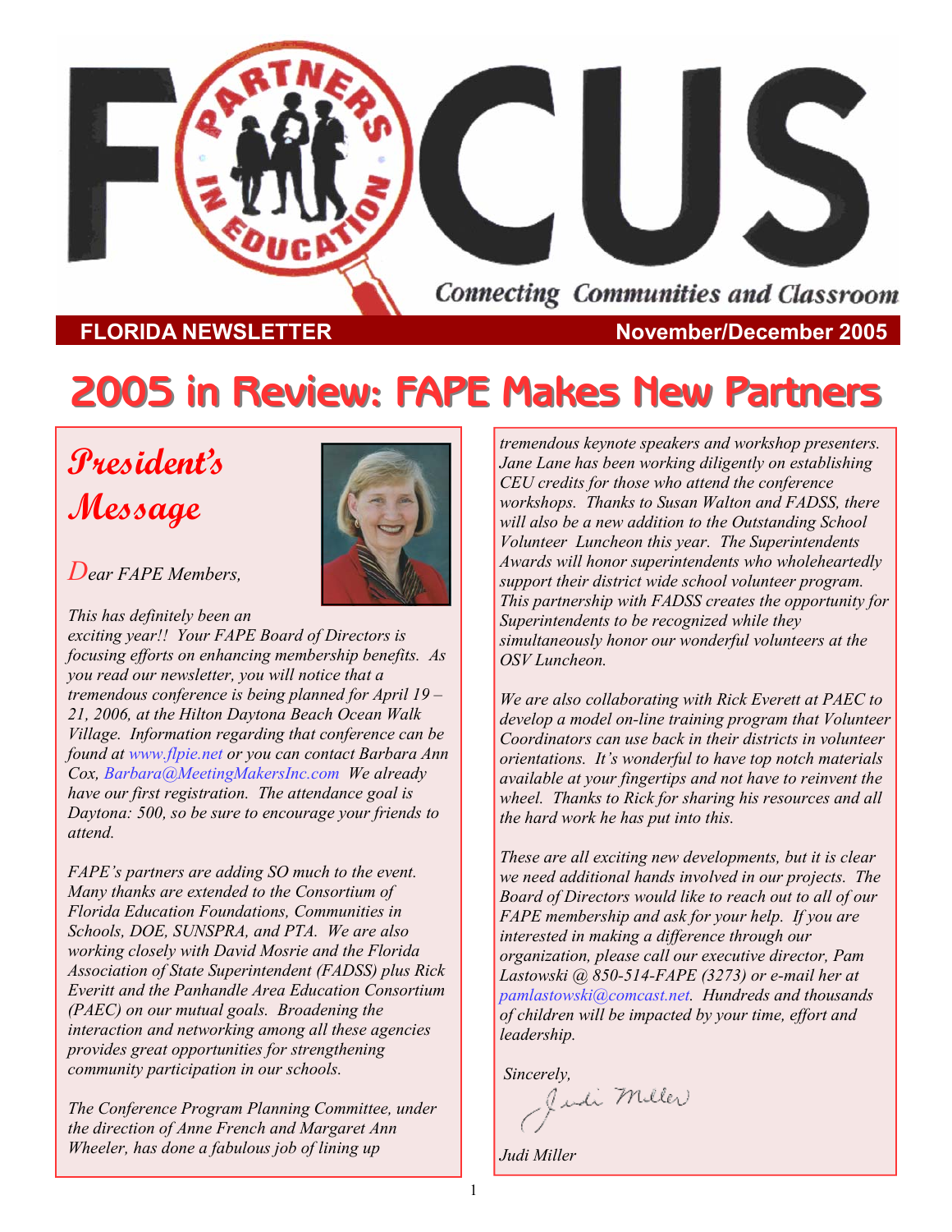# FOCUS

Connecting Communities and Classroom

**FLORIDA NEWSLETTER** **November/December 2005**

# 2005 in Review: FAPE Makes New Partners

## President's Message

*Dear FAPE Members,*

*This has definitely been an exciting year!! Your FAPE Board of Directors is focusing efforts on enhancing membership benefits. As you read our newsletter, you will notice that a tremendous conference is being planned for April 19 – 21, 2006, at the Hilton Daytona Beach Ocean Walk Village. Information regarding that conference can be found at www.flpie.net or you can contact Barbara Ann Cox, Barbara@MeetingMakersInc.com We already have our first registration. The attendance goal is Daytona: 500, so be sure to encourage your friends to attend.*

*FAPE's partners are adding SO much to the event. Many thanks are extended to the Consortium of Florida Education Foundations, Communities in Schools, DOE, SUNSPRA, and PTA. We are also working closely with David Mosrie and the Florida Association of State Superintendent (FADSS) plus Rick Everitt and the Panhandle Area Education Consortium (PAEC) on our mutual goals. Broadening the interaction and networking among all these agencies provides great opportunities for strengthening community participation in our schools.*

*The Conference Program Planning Committee, under the direction of Anne French and Margaret Ann Wheeler, has done a fabulous job of lining up tremendous keynote speakers and workshop presenters. Jane Lane has been working diligently on establishing CEU credits for those who attend the conference workshops. Thanks to Susan Walton and FADSS, there will also be a new addition to the Outstanding School Volunteer Luncheon this year. The Superintendents Awards will honor superintendents who wholeheartedly support their district wide school volunteer program. This partnership with FADSS creates the opportunity for Superintendents to be recognized while they simultaneously honor our wonderful volunteers at the OSV Luncheon.*

*We are also collaborating with Rick Everett at PAEC to develop a model on-line training program that Volunteer Coordinators can use back in their districts in volunteer orientations. It's wonderful to have top notch materials available at your fingertips and not have to reinvent the wheel. Thanks to Rick for sharing his resources and all the hard work he has put into this.*

*These are all exciting new developments, but it is clear we need additional hands involved in our projects. The Board of Directors would like to reach out to all of our FAPE membership and ask for your help. If you are interested in making a difference through our organization, please call our executive director, Pam Lastowski @ 850-514-FAPE (3273) or e-mail her at pamlastowski@comcast.net. Hundreds and thousands of children will be impacted by your time, effort and leadership.*

*Sincerely,*

*Judi Miller*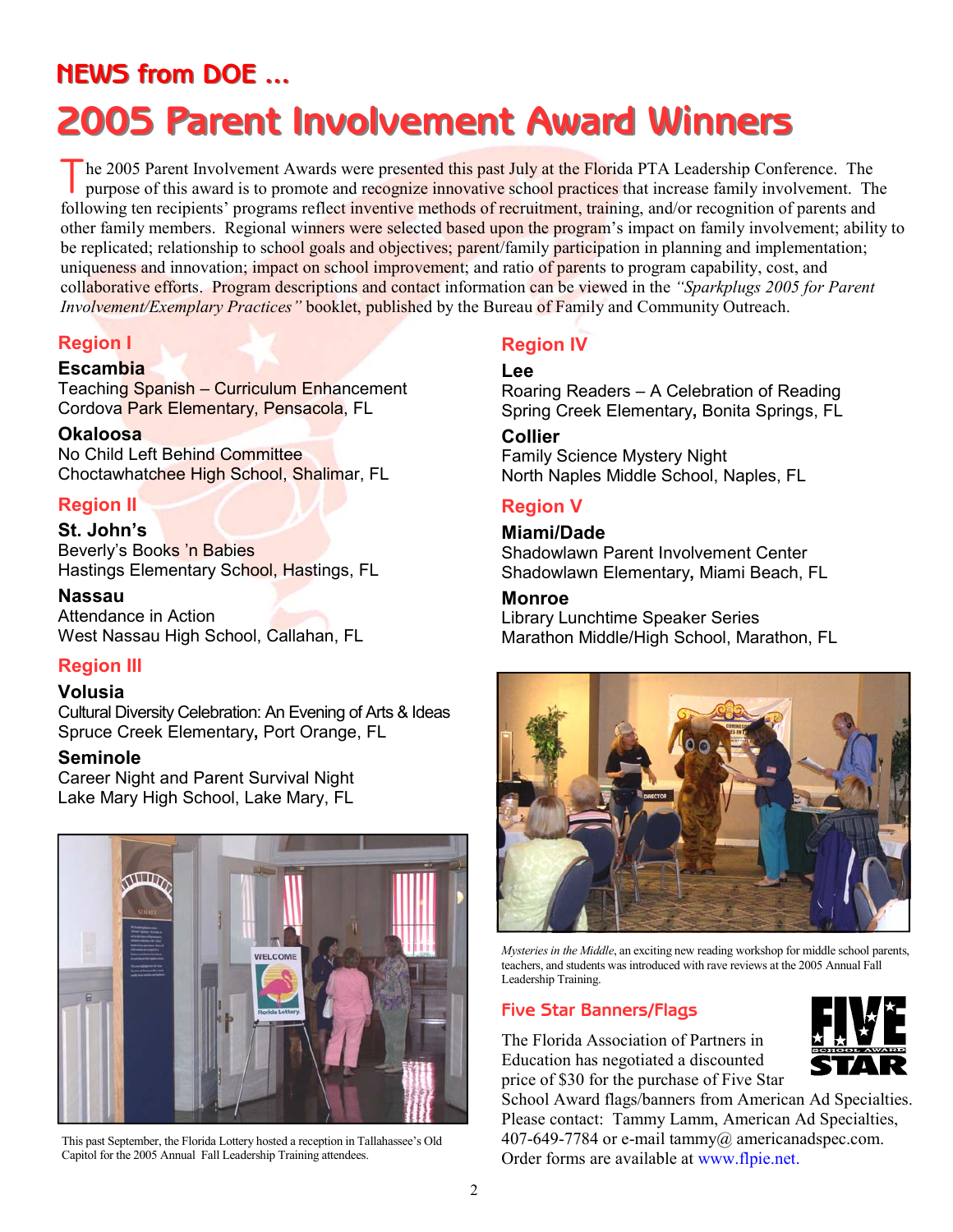## NEWS from DOE ...

# 2005 Parent Involvement Award Winners

The 2005 Parent Involvement Awards were presented this past July at the Florida PTA Leadership Conference. The purpose of this award is to promote and recognize innovative school practices that increase family involvement. The following ten recipients' programs reflect inventive methods of recruitment, training, and/or recognition of parents and other family members. Regional winners were selected based upon the program's impact on family involvement; ability to be replicated; relationship to school goals and objectives; parent/family participation in planning and implementation; uniqueness and innovation; impact on school improvement; and ratio of parents to program capability, cost, and collaborative efforts. Program descriptions and contact information can be viewed in the *"Sparkplugs 2005 for Parent Involvement/Exemplary Practices"* booklet, published by the Bureau of Family and Community Outreach.

### Region I

**Escambia**
Teaching Spanish – Curriculum Enhancement
Cordova Park Elementary, Pensacola, FL

**Okaloosa**
No Child Left Behind Committee
Choctawhatchee High School, Shalimar, FL

### Region II

**St. John's**
Beverly's Books 'n Babies
Hastings Elementary School, Hastings, FL

**Nassau**
Attendance in Action
West Nassau High School, Callahan, FL

### Region III

**Volusia**
Cultural Diversity Celebration: An Evening of Arts & Ideas
Spruce Creek Elementary, Port Orange, FL

**Seminole**
Career Night and Parent Survival Night
Lake Mary High School, Lake Mary, FL

This past September, the Florida Lottery hosted a reception in Tallahassee's Old Capitol for the 2005 Annual Fall Leadership Training attendees.

### Region IV

**Lee**
Roaring Readers – A Celebration of Reading
Spring Creek Elementary, Bonita Springs, FL

**Collier**
Family Science Mystery Night
North Naples Middle School, Naples, FL

### Region V

**Miami/Dade**
Shadowlawn Parent Involvement Center
Shadowlawn Elementary, Miami Beach, FL

**Monroe**
Library Lunchtime Speaker Series
Marathon Middle/High School, Marathon, FL

*Mysteries in the Middle*, an exciting new reading workshop for middle school parents, teachers, and students was introduced with rave reviews at the 2005 Annual Fall Leadership Training.

### Five Star Banners/Flags

The Florida Association of Partners in Education has negotiated a discounted price of $30 for the purchase of Five Star School Award flags/banners from American Ad Specialties. Please contact: Tammy Lamm, American Ad Specialties, 407-649-7784 or e-mail tammy@ americanadspec.com. Order forms are available at www.flpie.net.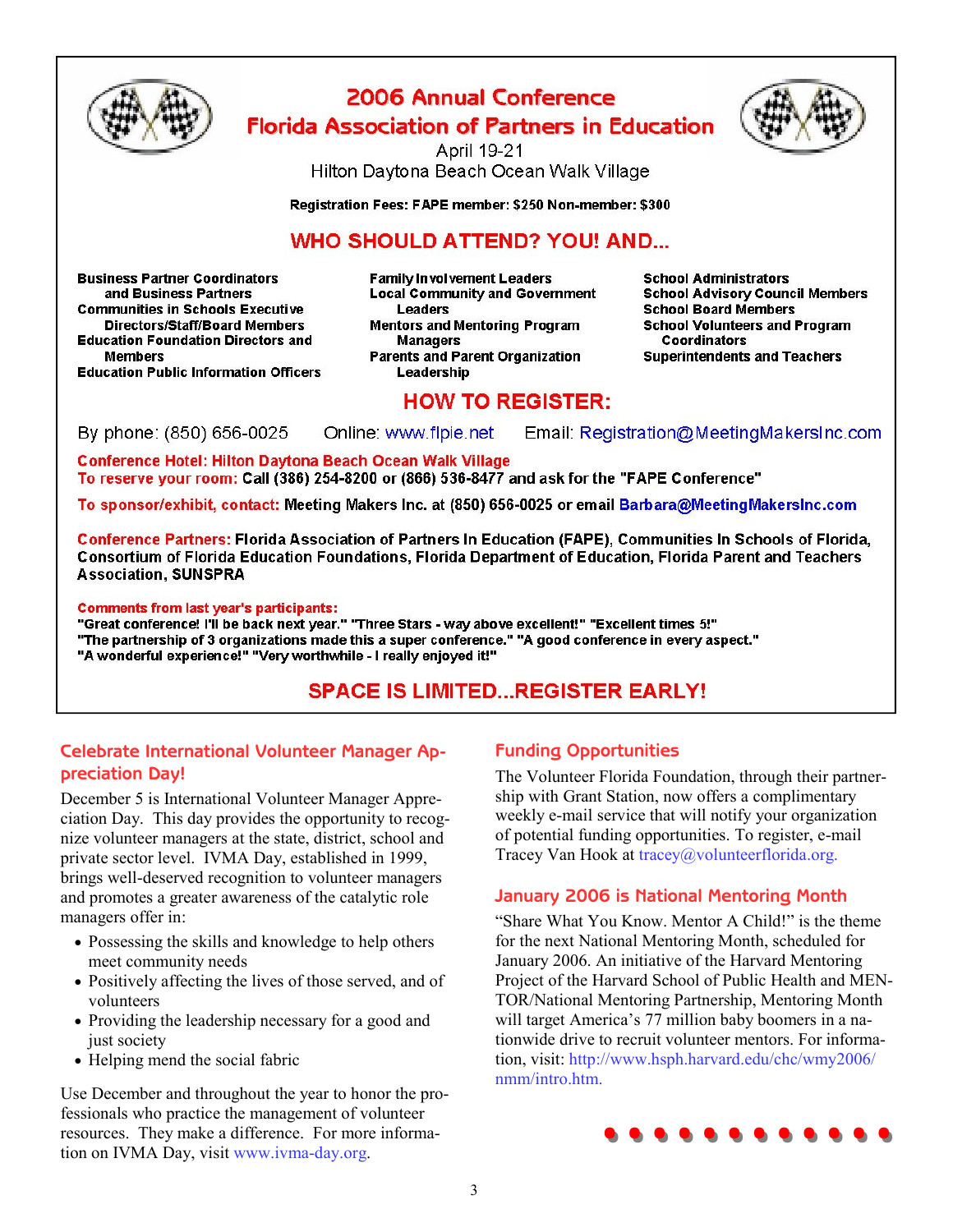# 2006 Annual Conference
# Florida Association of Partners in Education

April 19-21
Hilton Daytona Beach Ocean Walk Village

**Registration Fees: FAPE member: $250 Non-member: $300**

## WHO SHOULD ATTEND? YOU! AND...

- **Business Partner Coordinators and Business Partners**
- **Communities in Schools Executive Directors/Staff/Board Members**
- **Education Foundation Directors and Members**
- **Education Public Information Officers**
- **Family Involvement Leaders**
- **Local Community and Government Leaders**
- **Mentors and Mentoring Program Managers**
- **Parents and Parent Organization Leadership**
- **School Administrators**
- **School Advisory Council Members**
- **School Board Members**
- **School Volunteers and Program Coordinators**
- **Superintendents and Teachers**

## HOW TO REGISTER:

By phone: (850) 656-0025 Online: www.flpie.net Email: Registration@MeetingMakersInc.com

**Conference Hotel: Hilton Daytona Beach Ocean Walk Village**
**To reserve your room:** Call (386) 254-8200 or (866) 536-8477 and ask for the "FAPE Conference"

**To sponsor/exhibit, contact:** Meeting Makers Inc. at (850) 656-0025 or email Barbara@MeetingMakersInc.com

**Conference Partners:** Florida Association of Partners In Education (FAPE), Communities In Schools of Florida, Consortium of Florida Education Foundations, Florida Department of Education, Florida Parent and Teachers Association, SUNSPRA

**Comments from last year's participants:**
"Great conference! I'll be back next year." "Three Stars - way above excellent!" "Excellent times 5!"
"The partnership of 3 organizations made this a super conference." "A good conference in every aspect."
"A wonderful experience!" "Very worthwhile - I really enjoyed it!"

## SPACE IS LIMITED...REGISTER EARLY!

## Celebrate International Volunteer Manager Appreciation Day!

December 5 is International Volunteer Manager Appreciation Day. This day provides the opportunity to recognize volunteer managers at the state, district, school and private sector level. IVMA Day, established in 1999, brings well-deserved recognition to volunteer managers and promotes a greater awareness of the catalytic role managers offer in:

- Possessing the skills and knowledge to help others meet community needs
- Positively affecting the lives of those served, and of volunteers
- Providing the leadership necessary for a good and just society
- Helping mend the social fabric

Use December and throughout the year to honor the professionals who practice the management of volunteer resources. They make a difference. For more information on IVMA Day, visit www.ivma-day.org.

## Funding Opportunities

The Volunteer Florida Foundation, through their partnership with Grant Station, now offers a complimentary weekly e-mail service that will notify your organization of potential funding opportunities. To register, e-mail Tracey Van Hook at tracey@volunteerflorida.org.

## January 2006 is National Mentoring Month

"Share What You Know. Mentor A Child!" is the theme for the next National Mentoring Month, scheduled for January 2006. An initiative of the Harvard Mentoring Project of the Harvard School of Public Health and MENTOR/National Mentoring Partnership, Mentoring Month will target America's 77 million baby boomers in a nationwide drive to recruit volunteer mentors. For information, visit: http://www.hsph.harvard.edu/chc/wmy2006/nmm/intro.htm.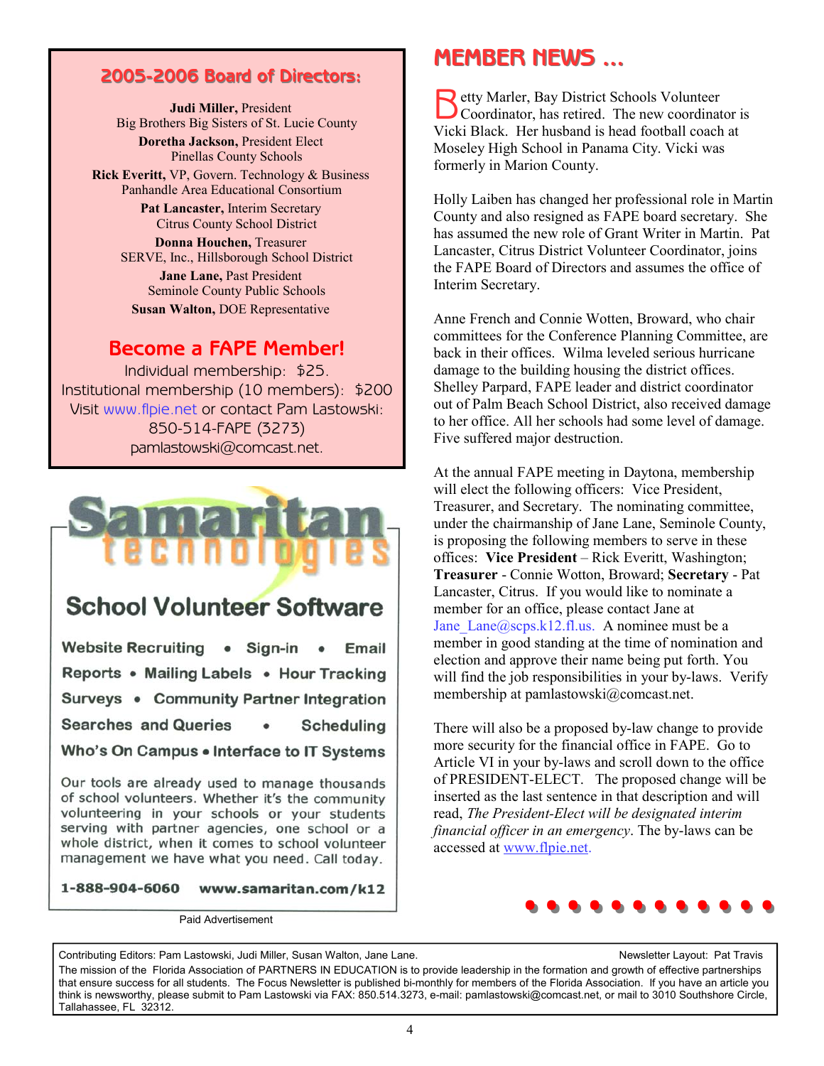## 2005-2006 Board of Directors:

**Judi Miller,** President
Big Brothers Big Sisters of St. Lucie County

**Doretha Jackson,** President Elect
Pinellas County Schools

**Rick Everitt,** VP, Govern. Technology & Business
Panhandle Area Educational Consortium

**Pat Lancaster,** Interim Secretary
Citrus County School District

**Donna Houchen,** Treasurer
SERVE, Inc., Hillsborough School District

**Jane Lane,** Past President
Seminole County Public Schools

**Susan Walton,** DOE Representative

## Become a FAPE Member!

Individual membership: $25.
Institutional membership (10 members): $200
Visit www.flpie.net or contact Pam Lastowski:
850-514-FAPE (3273)
pamlastowski@comcast.net.

Samaritan technologies

**School Volunteer Software**

Website Recruiting • Sign-in • Email
Reports • Mailing Labels • Hour Tracking
Surveys • Community Partner Integration
Searches and Queries • Scheduling
Who's On Campus • Interface to IT Systems

Our tools are already used to manage thousands of school volunteers. Whether it's the community volunteering in your schools or your students serving with partner agencies, one school or a whole district, when it comes to school volunteer management we have what you need. Call today.

1-888-904-6060 www.samaritan.com/k12

Paid Advertisement

## MEMBER NEWS ...

Betty Marler, Bay District Schools Volunteer Coordinator, has retired. The new coordinator is Vicki Black. Her husband is head football coach at Moseley High School in Panama City. Vicki was formerly in Marion County.

Holly Laiben has changed her professional role in Martin County and also resigned as FAPE board secretary. She has assumed the new role of Grant Writer in Martin. Pat Lancaster, Citrus District Volunteer Coordinator, joins the FAPE Board of Directors and assumes the office of Interim Secretary.

Anne French and Connie Wotten, Broward, who chair committees for the Conference Planning Committee, are back in their offices. Wilma leveled serious hurricane damage to the building housing the district offices. Shelley Parpard, FAPE leader and district coordinator out of Palm Beach School District, also received damage to her office. All her schools had some level of damage. Five suffered major destruction.

At the annual FAPE meeting in Daytona, membership will elect the following officers: Vice President, Treasurer, and Secretary. The nominating committee, under the chairmanship of Jane Lane, Seminole County, is proposing the following members to serve in these offices: **Vice President** – Rick Everitt, Washington; **Treasurer** - Connie Wotton, Broward; **Secretary** - Pat Lancaster, Citrus. If you would like to nominate a member for an office, please contact Jane at Jane_Lane@scps.k12.fl.us. A nominee must be a member in good standing at the time of nomination and election and approve their name being put forth. You will find the job responsibilities in your by-laws. Verify membership at pamlastowski@comcast.net.

There will also be a proposed by-law change to provide more security for the financial office in FAPE. Go to Article VI in your by-laws and scroll down to the office of PRESIDENT-ELECT. The proposed change will be inserted as the last sentence in that description and will read, *The President-Elect will be designated interim financial officer in an emergency*. The by-laws can be accessed at www.flpie.net.

Contributing Editors: Pam Lastowski, Judi Miller, Susan Walton, Jane Lane. Newsletter Layout: Pat Travis

The mission of the Florida Association of PARTNERS IN EDUCATION is to provide leadership in the formation and growth of effective partnerships that ensure success for all students. The Focus Newsletter is published bi-monthly for members of the Florida Association. If you have an article you think is newsworthy, please submit to Pam Lastowski via FAX: 850.514.3273, e-mail: pamlastowski@comcast.net, or mail to 3010 Southshore Circle, Tallahassee, FL 32312.